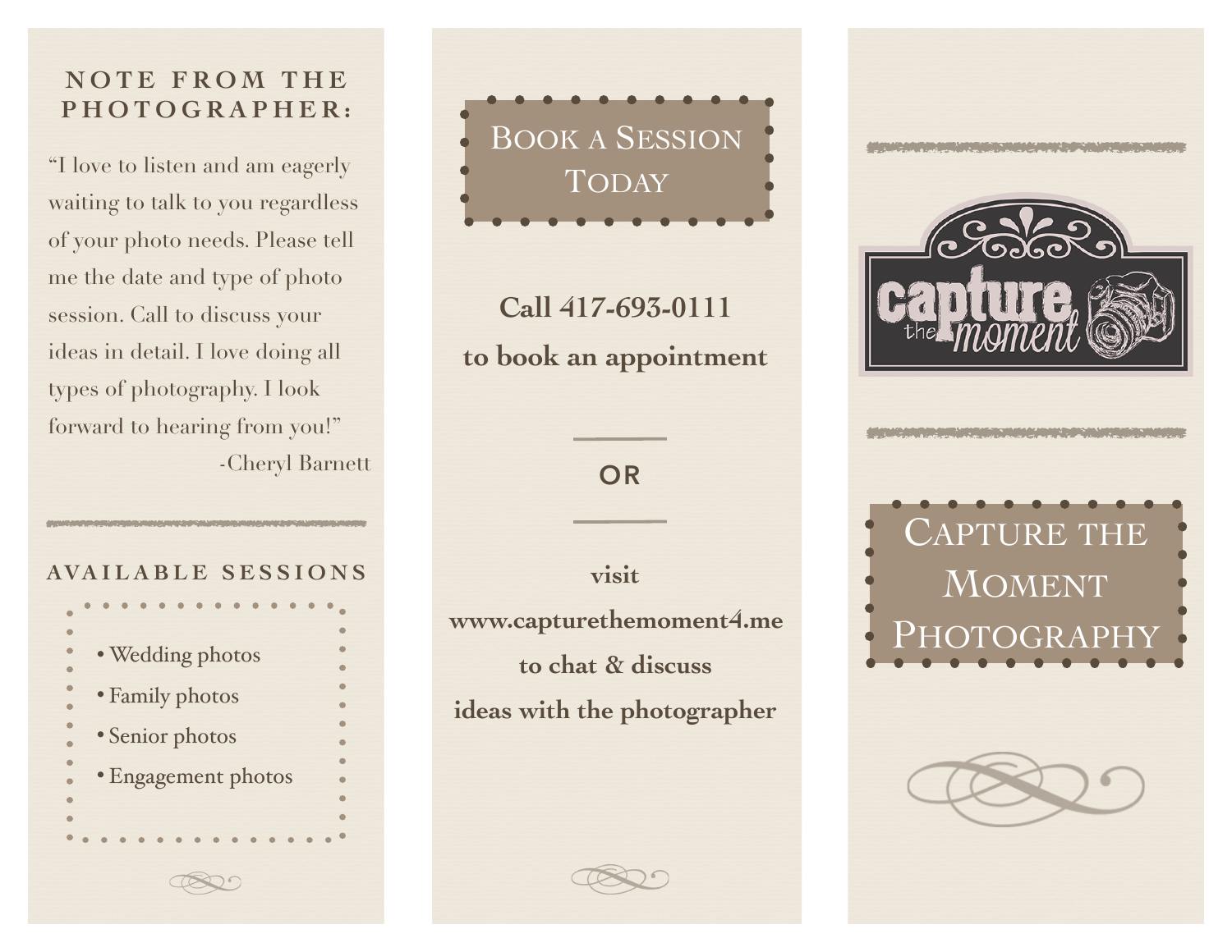## NOTE FROM THE PHOTOGRAPHER:

"I love to listen and am eagerly waiting to talk to you regardless of your photo needs. Please tell me the date and type of photo session. Call to discuss your ideas in detail. I love doing all types of photography. I look forward to hearing from you!"

-Cheryl Barnett

## AVAILABLE SESSIONS

- Wedding photos
- Family photos
- Senior photos
- Engagement photos

## Book a Session Today

**Call 417-693-0111**

**to book an appointment**

OR

**visit**

**www.capturethemoment4.me**

**to chat & discuss**

**ideas with the photographer**

capture the moment

# Capture the Moment Photography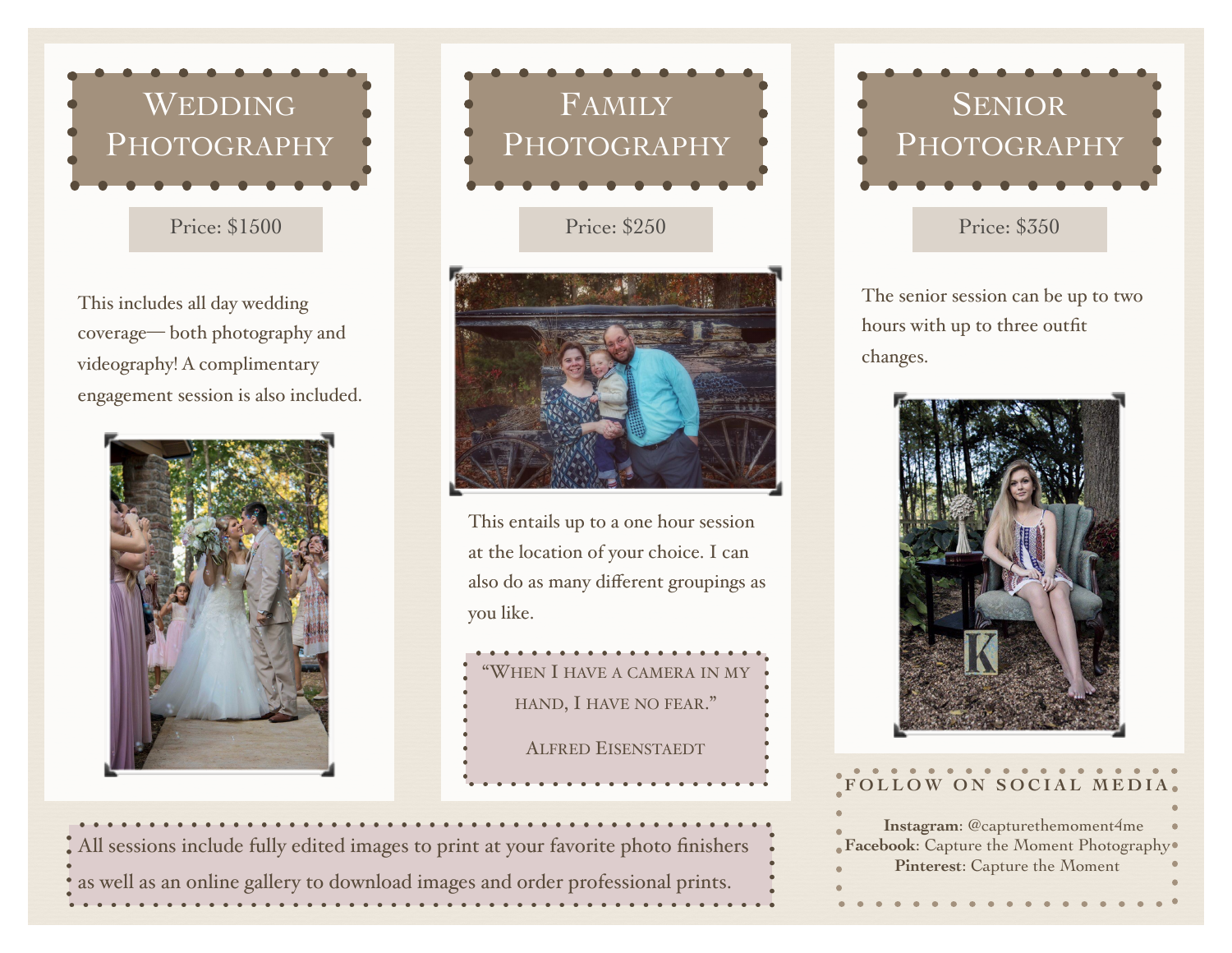## Wedding Photography

Price: $1500

This includes all day wedding coverage— both photography and videography! A complimentary engagement session is also included.

## Family Photography

Price: $250

This entails up to a one hour session at the location of your choice. I can also do as many different groupings as you like.

"When I have a camera in my hand, I have no fear."

Alfred Eisenstaedt

## Senior Photography

Price: $350

The senior session can be up to two hours with up to three outfit changes.

All sessions include fully edited images to print at your favorite photo finishers as well as an online gallery to download images and order professional prints.

### Follow on Social Media

**Instagram**: @capturethemoment4me
**Facebook**: Capture the Moment Photography
**Pinterest**: Capture the Moment